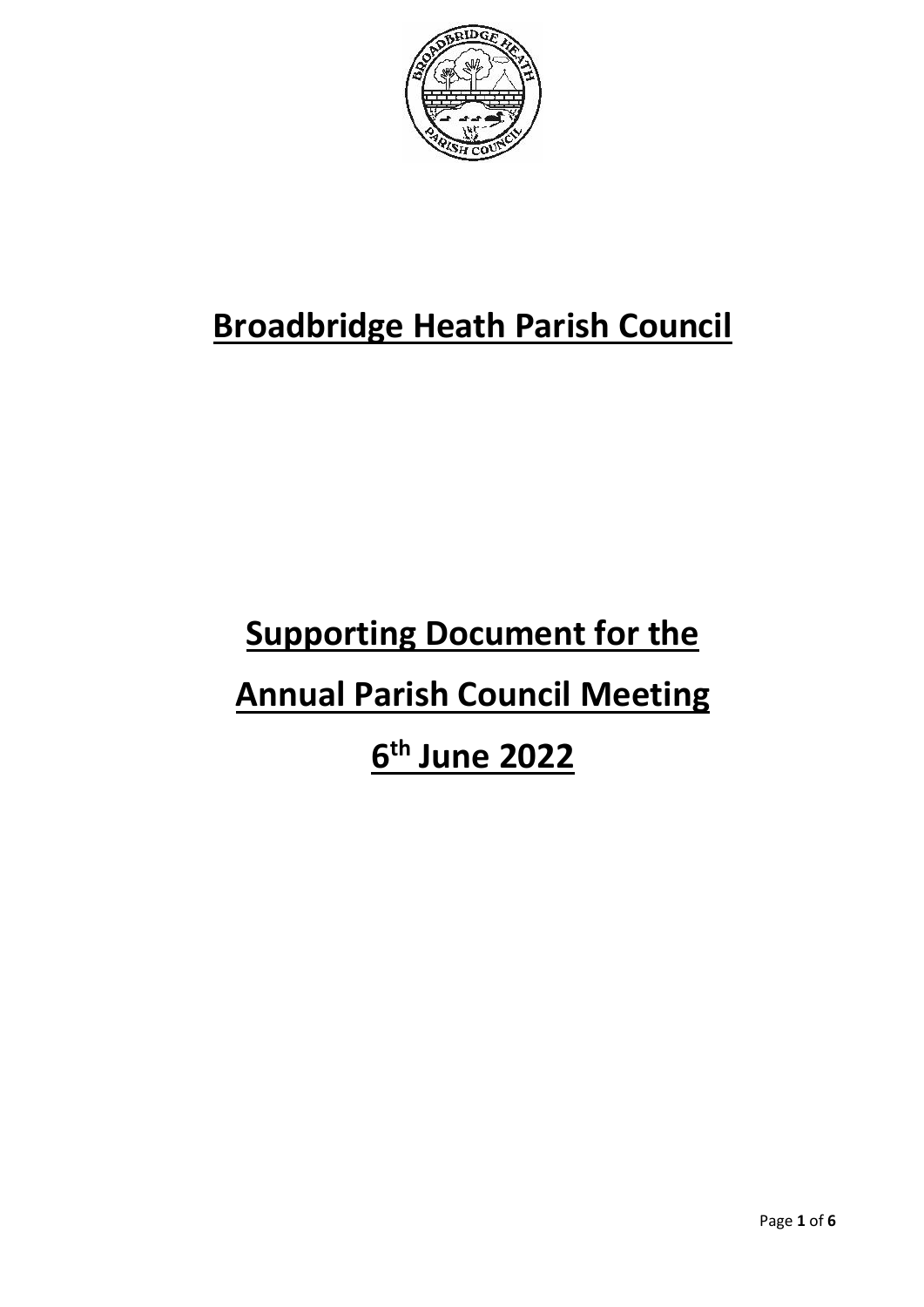# Broadbridge Heath Parish Council

# Supporting Document for the Annual Parish Council Meeting 6th June 2022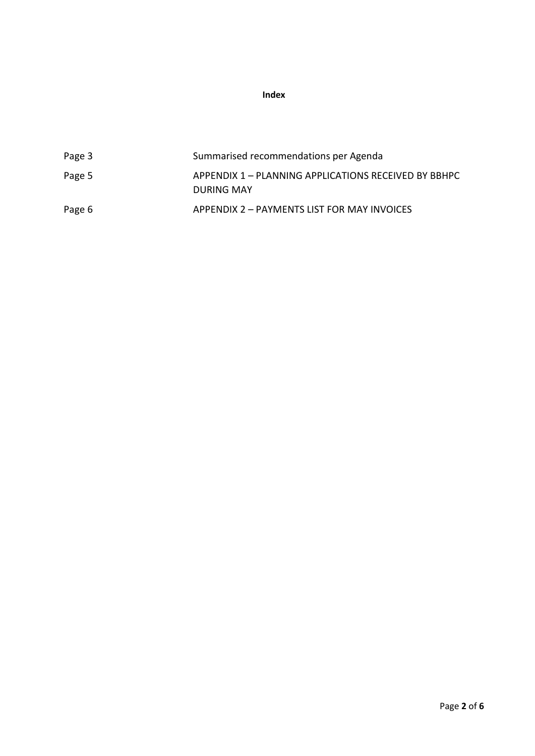**Index**

| | |
|---|---|
| Page 3 | Summarised recommendations per Agenda |
| Page 5 | APPENDIX 1 – PLANNING APPLICATIONS RECEIVED BY BBHPC DURING MAY |
| Page 6 | APPENDIX 2 – PAYMENTS LIST FOR MAY INVOICES |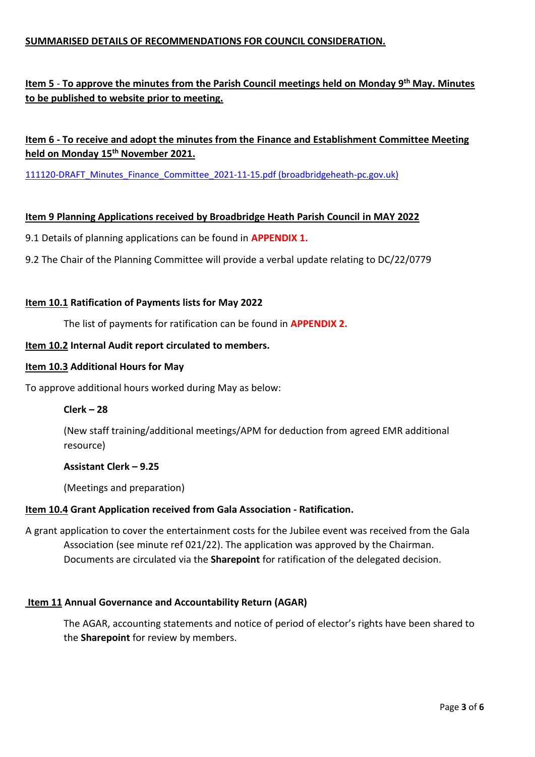**SUMMARISED DETAILS OF RECOMMENDATIONS FOR COUNCIL CONSIDERATION.**

**Item 5 - To approve the minutes from the Parish Council meetings held on Monday 9th May. Minutes to be published to website prior to meeting.**

**Item 6 - To receive and adopt the minutes from the Finance and Establishment Committee Meeting held on Monday 15th November 2021.**

111120-DRAFT_Minutes_Finance_Committee_2021-11-15.pdf (broadbridgeheath-pc.gov.uk)

**Item 9 Planning Applications received by Broadbridge Heath Parish Council in MAY 2022**

9.1 Details of planning applications can be found in **APPENDIX 1.**

9.2 The Chair of the Planning Committee will provide a verbal update relating to DC/22/0779

**Item 10.1 Ratification of Payments lists for May 2022**

The list of payments for ratification can be found in **APPENDIX 2.**

**Item 10.2 Internal Audit report circulated to members.**

**Item 10.3 Additional Hours for May**

To approve additional hours worked during May as below:

**Clerk – 28**

(New staff training/additional meetings/APM for deduction from agreed EMR additional resource)

**Assistant Clerk – 9.25**

(Meetings and preparation)

**Item 10.4 Grant Application received from Gala Association - Ratification.**

A grant application to cover the entertainment costs for the Jubilee event was received from the Gala Association (see minute ref 021/22). The application was approved by the Chairman. Documents are circulated via the **Sharepoint** for ratification of the delegated decision.

**Item 11 Annual Governance and Accountability Return (AGAR)**

The AGAR, accounting statements and notice of period of elector's rights have been shared to the **Sharepoint** for review by members.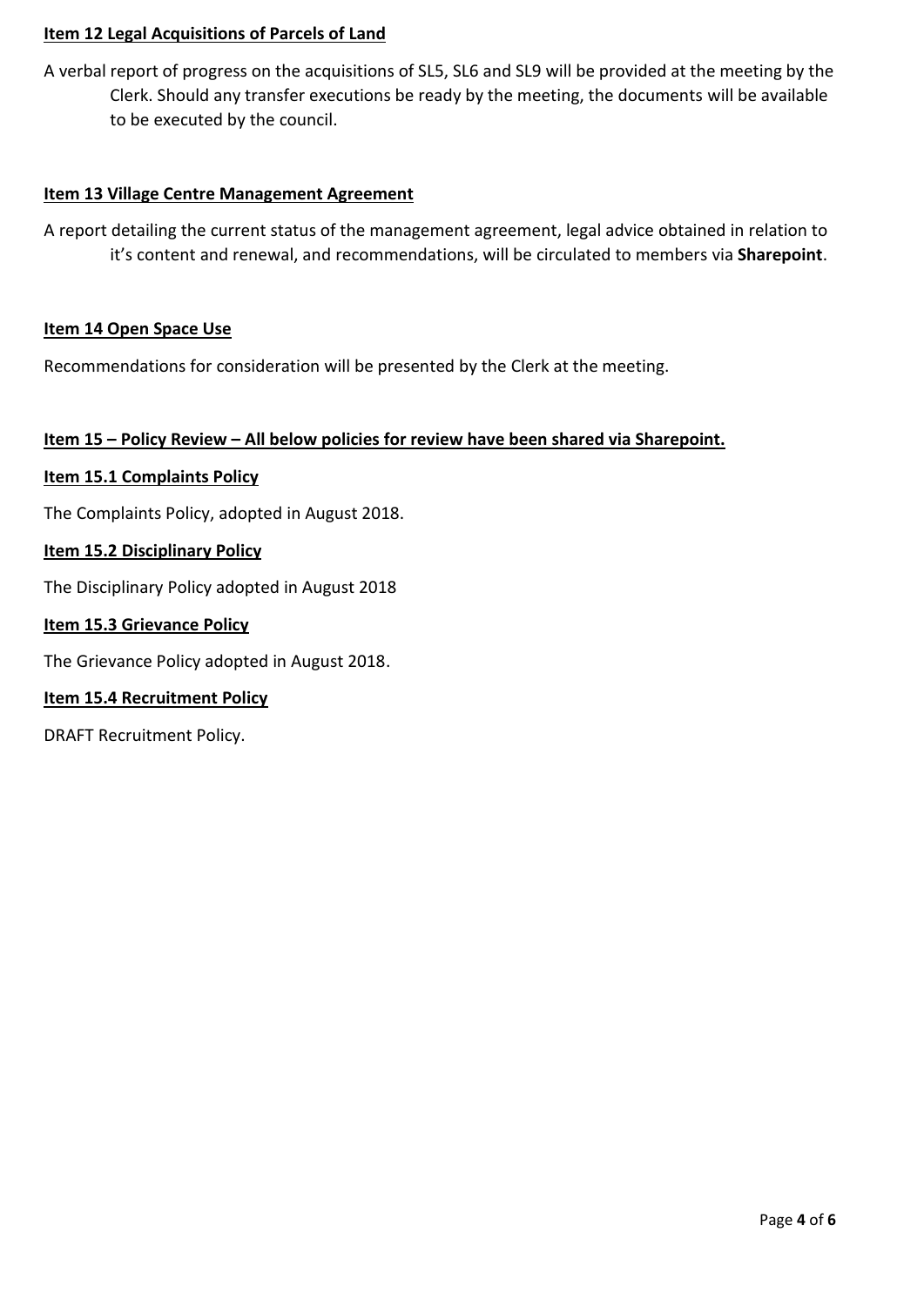**Item 12 Legal Acquisitions of Parcels of Land**

A verbal report of progress on the acquisitions of SL5, SL6 and SL9 will be provided at the meeting by the Clerk. Should any transfer executions be ready by the meeting, the documents will be available to be executed by the council.

**Item 13 Village Centre Management Agreement**

A report detailing the current status of the management agreement, legal advice obtained in relation to it's content and renewal, and recommendations, will be circulated to members via **Sharepoint**.

**Item 14 Open Space Use**

Recommendations for consideration will be presented by the Clerk at the meeting.

**Item 15 – Policy Review – All below policies for review have been shared via Sharepoint.**

**Item 15.1 Complaints Policy**

The Complaints Policy, adopted in August 2018.

**Item 15.2 Disciplinary Policy**

The Disciplinary Policy adopted in August 2018

**Item 15.3 Grievance Policy**

The Grievance Policy adopted in August 2018.

**Item 15.4 Recruitment Policy**

DRAFT Recruitment Policy.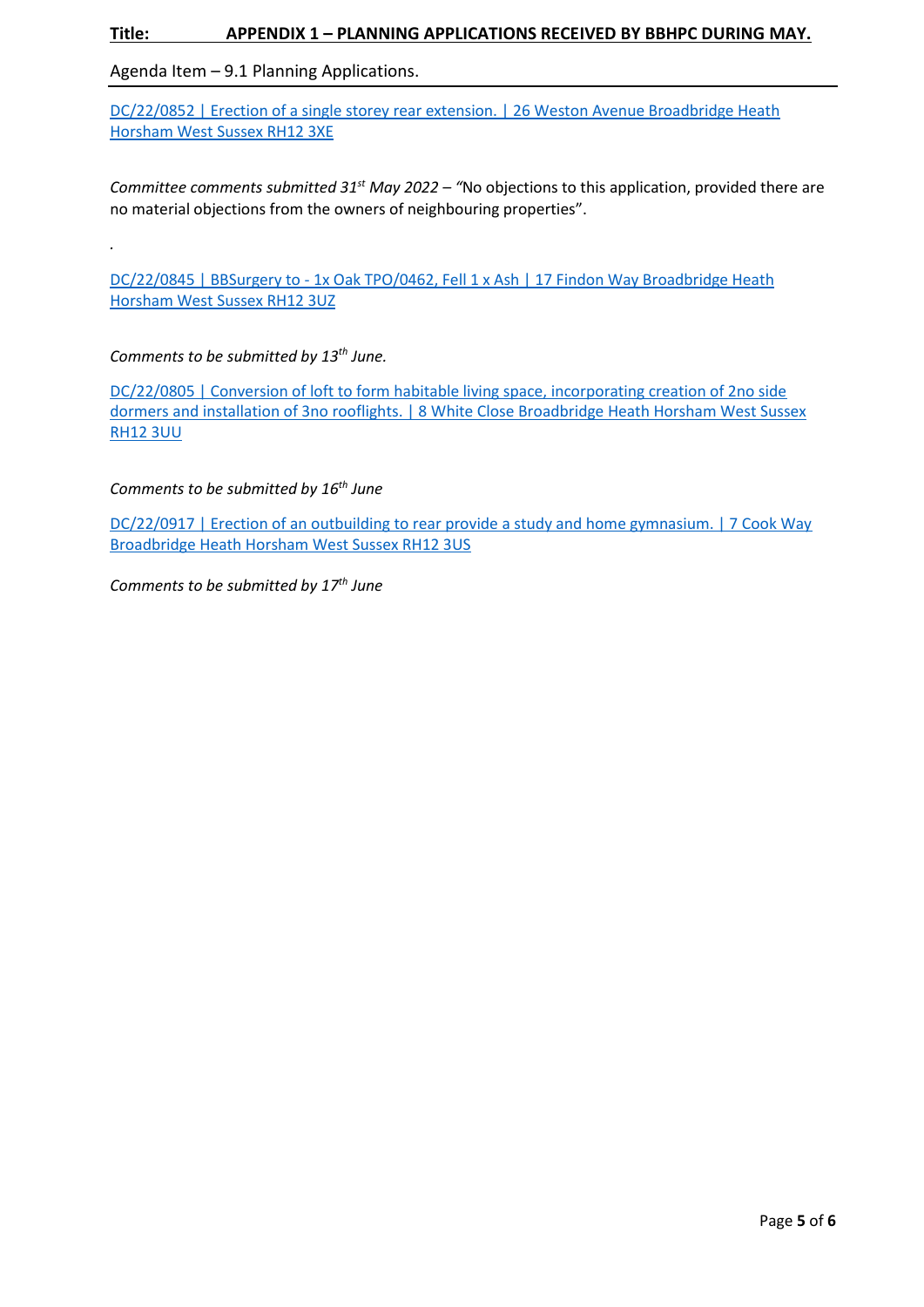**Title: APPENDIX 1 – PLANNING APPLICATIONS RECEIVED BY BBHPC DURING MAY.**

Agenda Item – 9.1 Planning Applications.

---

DC/22/0852 | Erection of a single storey rear extension. | 26 Weston Avenue Broadbridge Heath Horsham West Sussex RH12 3XE

*Committee comments submitted 31st May 2022 –* "No objections to this application, provided there are no material objections from the owners of neighbouring properties".

.

DC/22/0845 | BBSurgery to - 1x Oak TPO/0462, Fell 1 x Ash | 17 Findon Way Broadbridge Heath Horsham West Sussex RH12 3UZ

*Comments to be submitted by 13th June.*

DC/22/0805 | Conversion of loft to form habitable living space, incorporating creation of 2no side dormers and installation of 3no rooflights. | 8 White Close Broadbridge Heath Horsham West Sussex RH12 3UU

*Comments to be submitted by 16th June*

DC/22/0917 | Erection of an outbuilding to rear provide a study and home gymnasium. | 7 Cook Way Broadbridge Heath Horsham West Sussex RH12 3US

*Comments to be submitted by 17th June*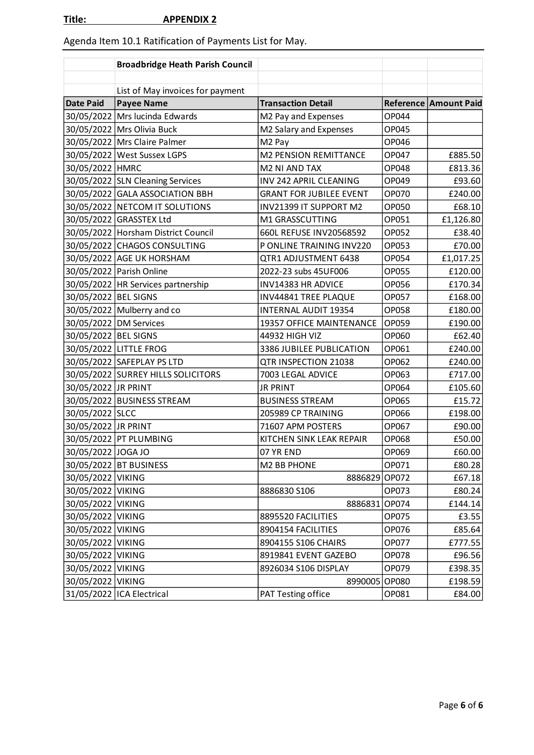**Title:** **APPENDIX 2**

Agenda Item 10.1 Ratification of Payments List for May.

| | **Broadbridge Heath Parish Council** | | | |
|---|---|---|---|---|
| | | | | |
| | List of May invoices for payment | | | |
| **Date Paid** | **Payee Name** | **Transaction Detail** | **Reference** | **Amount Paid** |
| 30/05/2022 | Mrs lucinda Edwards | M2 Pay and Expenses | OP044 | |
| 30/05/2022 | Mrs Olivia Buck | M2 Salary and Expenses | OP045 | |
| 30/05/2022 | Mrs Claire Palmer | M2 Pay | OP046 | |
| 30/05/2022 | West Sussex LGPS | M2 PENSION REMITTANCE | OP047 | £885.50 |
| 30/05/2022 | HMRC | M2 NI AND TAX | OP048 | £813.36 |
| 30/05/2022 | SLN Cleaning Services | INV 242 APRIL CLEANING | OP049 | £93.60 |
| 30/05/2022 | GALA ASSOCIATION BBH | GRANT FOR JUBILEE EVENT | OP070 | £240.00 |
| 30/05/2022 | NETCOM IT SOLUTIONS | INV21399 IT SUPPORT M2 | OP050 | £68.10 |
| 30/05/2022 | GRASSTEX Ltd | M1 GRASSCUTTING | OP051 | £1,126.80 |
| 30/05/2022 | Horsham District Council | 660L REFUSE INV20568592 | OP052 | £38.40 |
| 30/05/2022 | CHAGOS CONSULTING | P ONLINE TRAINING INV220 | OP053 | £70.00 |
| 30/05/2022 | AGE UK HORSHAM | QTR1 ADJUSTMENT 6438 | OP054 | £1,017.25 |
| 30/05/2022 | Parish Online | 2022-23 subs 45UF006 | OP055 | £120.00 |
| 30/05/2022 | HR Services partnership | INV14383 HR ADVICE | OP056 | £170.34 |
| 30/05/2022 | BEL SIGNS | INV44841 TREE PLAQUE | OP057 | £168.00 |
| 30/05/2022 | Mulberry and co | INTERNAL AUDIT 19354 | OP058 | £180.00 |
| 30/05/2022 | DM Services | 19357 OFFICE MAINTENANCE | OP059 | £190.00 |
| 30/05/2022 | BEL SIGNS | 44932 HIGH VIZ | OP060 | £62.40 |
| 30/05/2022 | LITTLE FROG | 3386 JUBILEE PUBLICATION | OP061 | £240.00 |
| 30/05/2022 | SAFEPLAY PS LTD | QTR INSPECTION 21038 | OP062 | £240.00 |
| 30/05/2022 | SURREY HILLS SOLICITORS | 7003 LEGAL ADVICE | OP063 | £717.00 |
| 30/05/2022 | JR PRINT | JR PRINT | OP064 | £105.60 |
| 30/05/2022 | BUSINESS STREAM | BUSINESS STREAM | OP065 | £15.72 |
| 30/05/2022 | SLCC | 205989 CP TRAINING | OP066 | £198.00 |
| 30/05/2022 | JR PRINT | 71607 APM POSTERS | OP067 | £90.00 |
| 30/05/2022 | PT PLUMBING | KITCHEN SINK LEAK REPAIR | OP068 | £50.00 |
| 30/05/2022 | JOGA JO | 07 YR END | OP069 | £60.00 |
| 30/05/2022 | BT BUSINESS | M2 BB PHONE | OP071 | £80.28 |
| 30/05/2022 | VIKING | 8886829 | OP072 | £67.18 |
| 30/05/2022 | VIKING | 8886830 S106 | OP073 | £80.24 |
| 30/05/2022 | VIKING | 8886831 | OP074 | £144.14 |
| 30/05/2022 | VIKING | 8895520 FACILITIES | OP075 | £3.55 |
| 30/05/2022 | VIKING | 8904154 FACILITIES | OP076 | £85.64 |
| 30/05/2022 | VIKING | 8904155 S106 CHAIRS | OP077 | £777.55 |
| 30/05/2022 | VIKING | 8919841 EVENT GAZEBO | OP078 | £96.56 |
| 30/05/2022 | VIKING | 8926034 S106 DISPLAY | OP079 | £398.35 |
| 30/05/2022 | VIKING | 8990005 | OP080 | £198.59 |
| 31/05/2022 | ICA Electrical | PAT Testing office | OP081 | £84.00 |